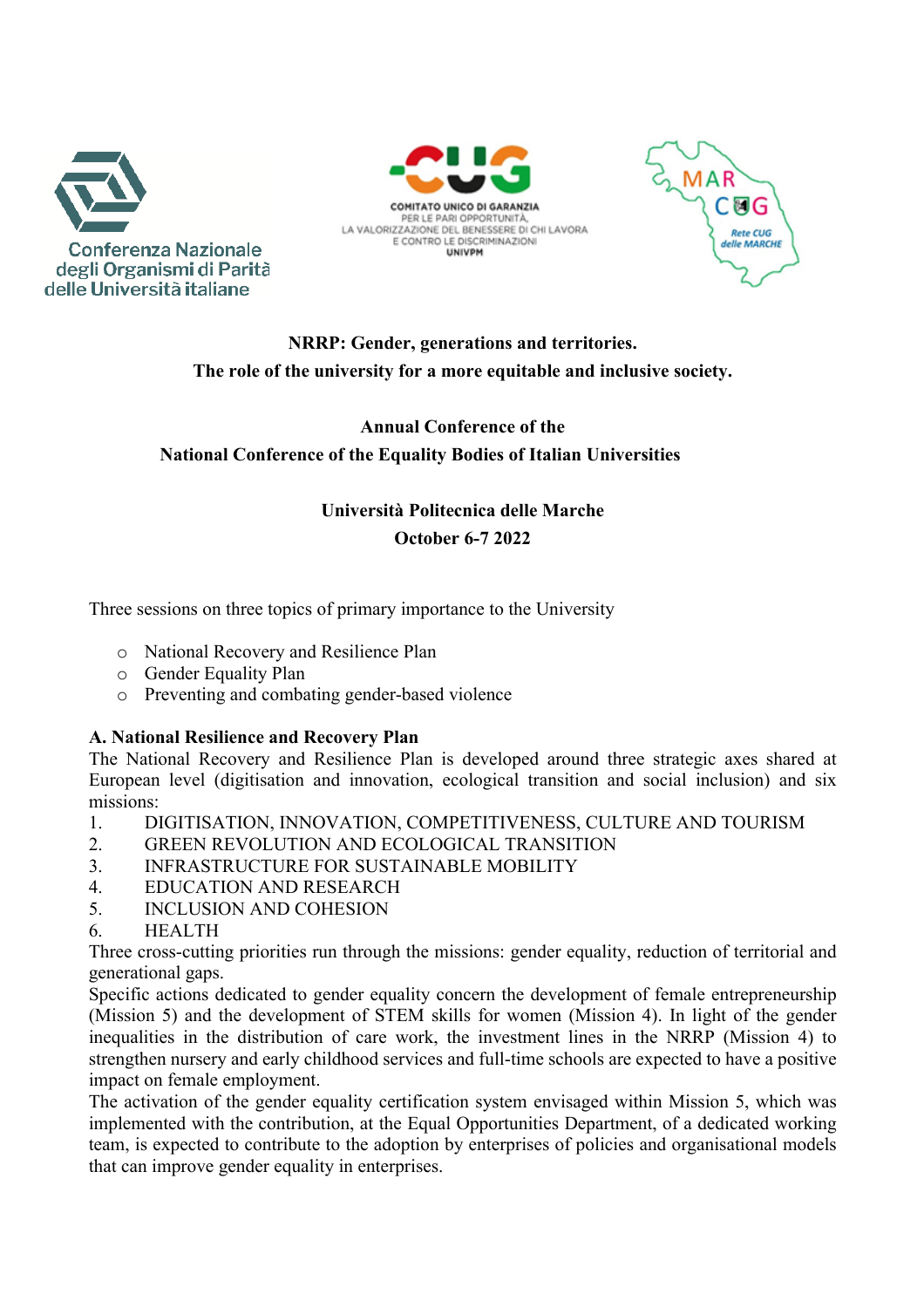Conferenza Nazionale degli Organismi di Parità delle Università italiane

CUG — COMITATO UNICO DI GARANZIA PER LE PARI OPPORTUNITÀ, LA VALORIZZAZIONE DEL BENESSERE DI CHI LAVORA E CONTRO LE DISCRIMINAZIONI — UNIVPM

MAR CUG — Rete CUG delle MARCHE

**NRRP: Gender, generations and territories.**
**The role of the university for a more equitable and inclusive society.**

**Annual Conference of the**
**National Conference of the Equality Bodies of Italian Universities**

**Università Politecnica delle Marche**
**October 6-7 2022**

Three sessions on three topics of primary importance to the University

- National Recovery and Resilience Plan
- Gender Equality Plan
- Preventing and combating gender-based violence

**A. National Resilience and Recovery Plan**

The National Recovery and Resilience Plan is developed around three strategic axes shared at European level (digitisation and innovation, ecological transition and social inclusion) and six missions:

1. DIGITISATION, INNOVATION, COMPETITIVENESS, CULTURE AND TOURISM
2. GREEN REVOLUTION AND ECOLOGICAL TRANSITION
3. INFRASTRUCTURE FOR SUSTAINABLE MOBILITY
4. EDUCATION AND RESEARCH
5. INCLUSION AND COHESION
6. HEALTH

Three cross-cutting priorities run through the missions: gender equality, reduction of territorial and generational gaps.

Specific actions dedicated to gender equality concern the development of female entrepreneurship (Mission 5) and the development of STEM skills for women (Mission 4). In light of the gender inequalities in the distribution of care work, the investment lines in the NRRP (Mission 4) to strengthen nursery and early childhood services and full-time schools are expected to have a positive impact on female employment.

The activation of the gender equality certification system envisaged within Mission 5, which was implemented with the contribution, at the Equal Opportunities Department, of a dedicated working team, is expected to contribute to the adoption by enterprises of policies and organisational models that can improve gender equality in enterprises.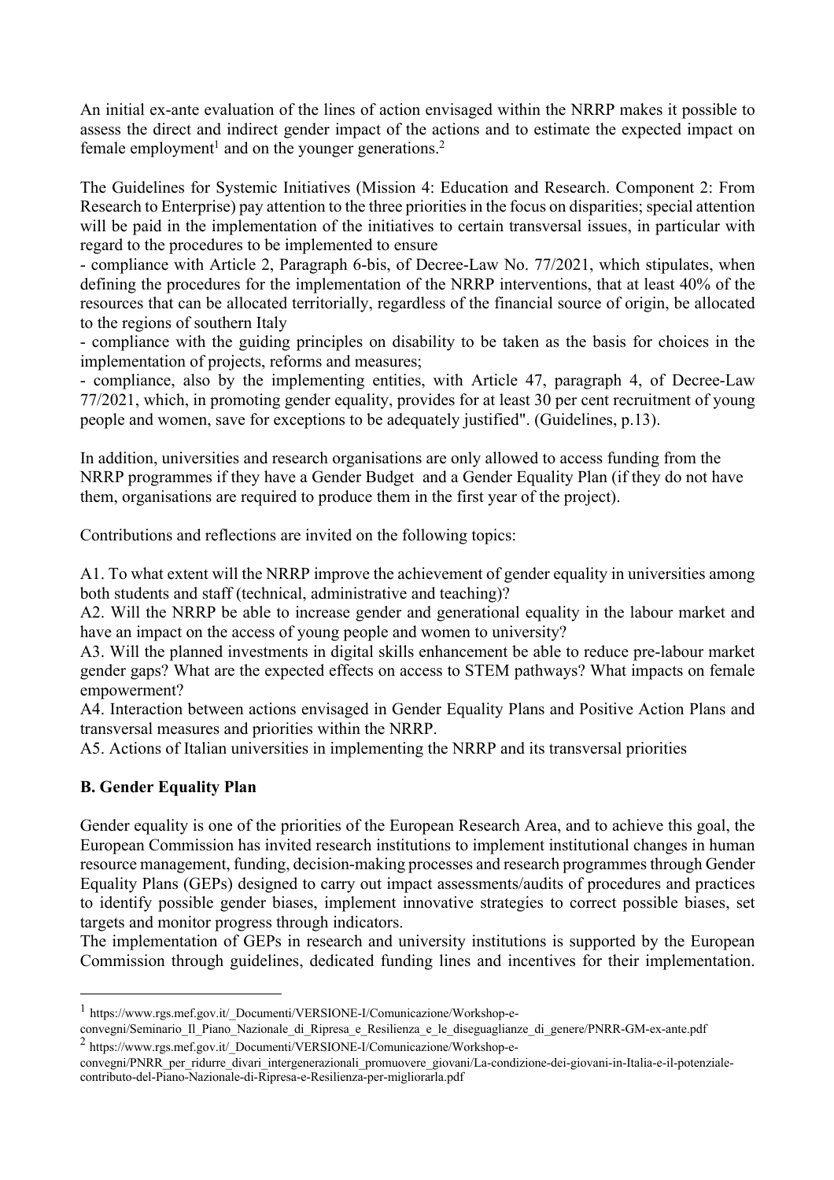An initial ex-ante evaluation of the lines of action envisaged within the NRRP makes it possible to assess the direct and indirect gender impact of the actions and to estimate the expected impact on female employment[1] and on the younger generations.[2]

The Guidelines for Systemic Initiatives (Mission 4: Education and Research. Component 2: From Research to Enterprise) pay attention to the three priorities in the focus on disparities; special attention will be paid in the implementation of the initiatives to certain transversal issues, in particular with regard to the procedures to be implemented to ensure

- compliance with Article 2, Paragraph 6-bis, of Decree-Law No. 77/2021, which stipulates, when defining the procedures for the implementation of the NRRP interventions, that at least 40% of the resources that can be allocated territorially, regardless of the financial source of origin, be allocated to the regions of southern Italy
- compliance with the guiding principles on disability to be taken as the basis for choices in the implementation of projects, reforms and measures;
- compliance, also by the implementing entities, with Article 47, paragraph 4, of Decree-Law 77/2021, which, in promoting gender equality, provides for at least 30 per cent recruitment of young people and women, save for exceptions to be adequately justified". (Guidelines, p.13).

In addition, universities and research organisations are only allowed to access funding from the NRRP programmes if they have a Gender Budget and a Gender Equality Plan (if they do not have them, organisations are required to produce them in the first year of the project).

Contributions and reflections are invited on the following topics:

A1. To what extent will the NRRP improve the achievement of gender equality in universities among both students and staff (technical, administrative and teaching)?
A2. Will the NRRP be able to increase gender and generational equality in the labour market and have an impact on the access of young people and women to university?
A3. Will the planned investments in digital skills enhancement be able to reduce pre-labour market gender gaps? What are the expected effects on access to STEM pathways? What impacts on female empowerment?
A4. Interaction between actions envisaged in Gender Equality Plans and Positive Action Plans and transversal measures and priorities within the NRRP.
A5. Actions of Italian universities in implementing the NRRP and its transversal priorities

## B. Gender Equality Plan

Gender equality is one of the priorities of the European Research Area, and to achieve this goal, the European Commission has invited research institutions to implement institutional changes in human resource management, funding, decision-making processes and research programmes through Gender Equality Plans (GEPs) designed to carry out impact assessments/audits of procedures and practices to identify possible gender biases, implement innovative strategies to correct possible biases, set targets and monitor progress through indicators.
The implementation of GEPs in research and university institutions is supported by the European Commission through guidelines, dedicated funding lines and incentives for their implementation.

---

[1] https://www.rgs.mef.gov.it/_Documenti/VERSIONE-I/Comunicazione/Workshop-e-convegni/Seminario_Il_Piano_Nazionale_di_Ripresa_e_Resilienza_e_le_diseguaglianze_di_genere/PNRR-GM-ex-ante.pdf

[2] https://www.rgs.mef.gov.it/_Documenti/VERSIONE-I/Comunicazione/Workshop-e-convegni/PNRR_per_ridurre_divari_intergenerazionali_promuovere_giovani/La-condizione-dei-giovani-in-Italia-e-il-potenziale-contributo-del-Piano-Nazionale-di-Ripresa-e-Resilienza-per-migliorarla.pdf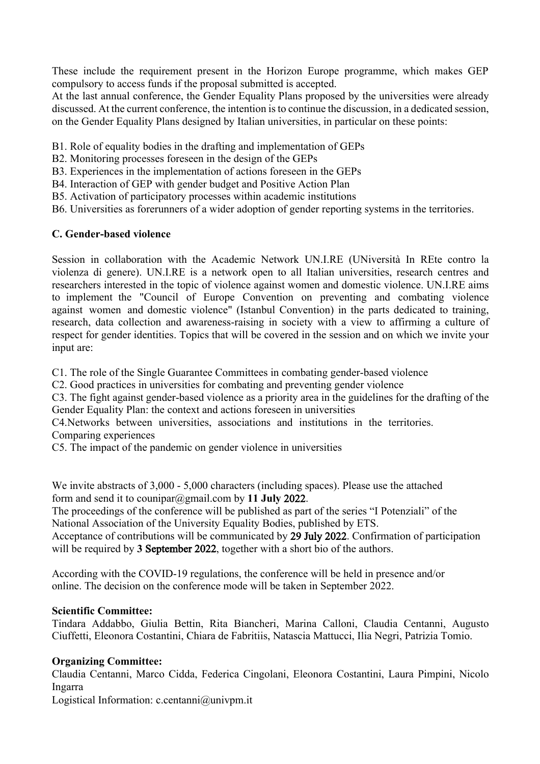These include the requirement present in the Horizon Europe programme, which makes GEP compulsory to access funds if the proposal submitted is accepted.
At the last annual conference, the Gender Equality Plans proposed by the universities were already discussed. At the current conference, the intention is to continue the discussion, in a dedicated session, on the Gender Equality Plans designed by Italian universities, in particular on these points:

B1. Role of equality bodies in the drafting and implementation of GEPs
B2. Monitoring processes foreseen in the design of the GEPs
B3. Experiences in the implementation of actions foreseen in the GEPs
B4. Interaction of GEP with gender budget and Positive Action Plan
B5. Activation of participatory processes within academic institutions
B6. Universities as forerunners of a wider adoption of gender reporting systems in the territories.

**C. Gender-based violence**

Session in collaboration with the Academic Network UN.I.RE (UNiversità In REte contro la violenza di genere). UN.I.RE is a network open to all Italian universities, research centres and researchers interested in the topic of violence against women and domestic violence. UN.I.RE aims to implement the "Council of Europe Convention on preventing and combating violence against women and domestic violence" (Istanbul Convention) in the parts dedicated to training, research, data collection and awareness-raising in society with a view to affirming a culture of respect for gender identities. Topics that will be covered in the session and on which we invite your input are:

C1. The role of the Single Guarantee Committees in combating gender-based violence
C2. Good practices in universities for combating and preventing gender violence
C3. The fight against gender-based violence as a priority area in the guidelines for the drafting of the Gender Equality Plan: the context and actions foreseen in universities
C4.Networks between universities, associations and institutions in the territories. Comparing experiences
C5. The impact of the pandemic on gender violence in universities

We invite abstracts of 3,000 - 5,000 characters (including spaces). Please use the attached form and send it to counipar@gmail.com by **11 July 2022**.
The proceedings of the conference will be published as part of the series "I Potenziali" of the National Association of the University Equality Bodies, published by ETS.
Acceptance of contributions will be communicated by **29 July 2022**. Confirmation of participation will be required by **3 September 2022**, together with a short bio of the authors.

According with the COVID-19 regulations, the conference will be held in presence and/or online. The decision on the conference mode will be taken in September 2022.

**Scientific Committee:**
Tindara Addabbo, Giulia Bettin, Rita Biancheri, Marina Calloni, Claudia Centanni, Augusto Ciuffetti, Eleonora Costantini, Chiara de Fabritiis, Natascia Mattucci, Ilia Negri, Patrizia Tomio.

**Organizing Committee:**
Claudia Centanni, Marco Cidda, Federica Cingolani, Eleonora Costantini, Laura Pimpini, Nicolo Ingarra
Logistical Information: c.centanni@univpm.it